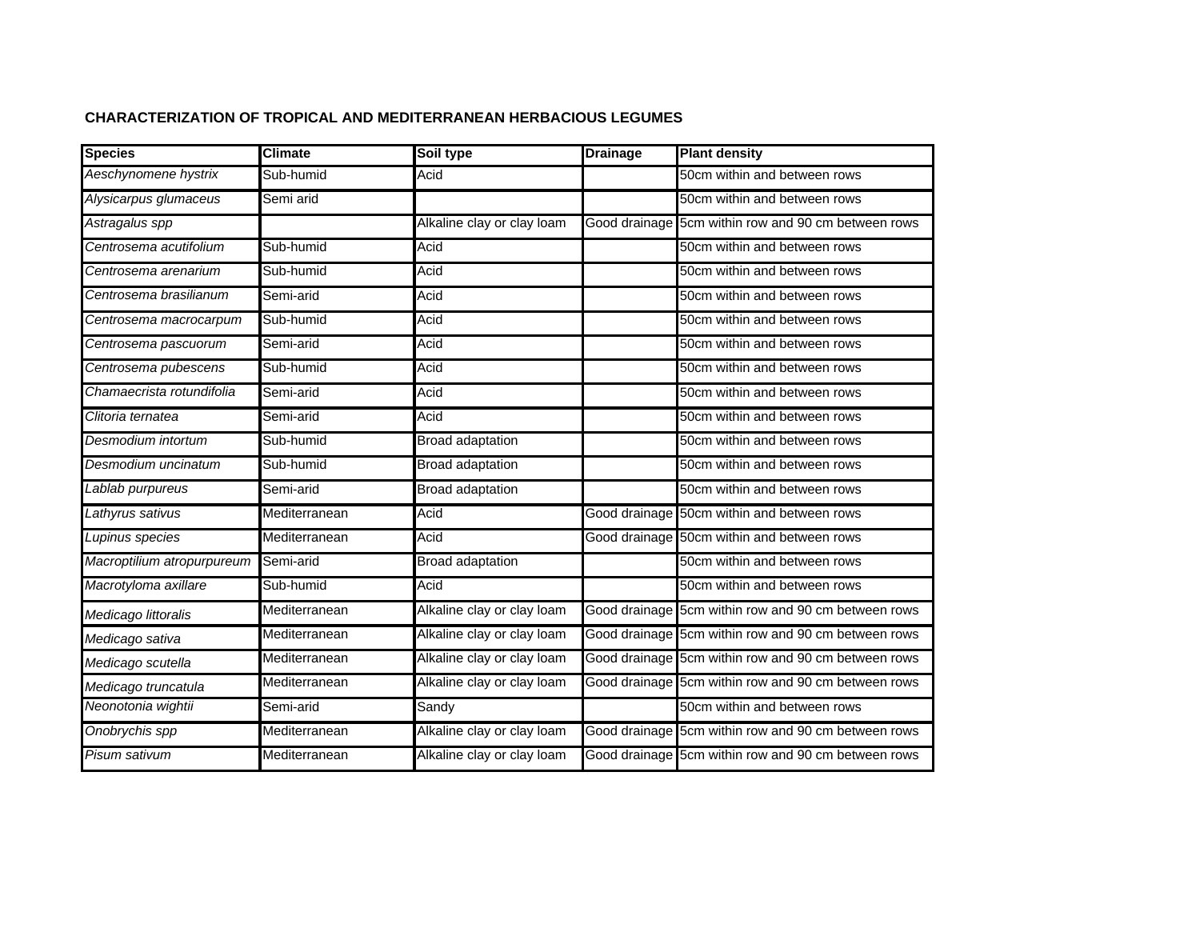**CHARACTERIZATION OF TROPICAL AND MEDITERRANEAN HERBACIOUS LEGUMES**

| Species | Climate | Soil type | Drainage | Plant density |
|---|---|---|---|---|
| *Aeschynomene hystrix* | Sub-humid | Acid | | 50cm within and between rows |
| *Alysicarpus glumaceus* | Semi arid | | | 50cm within and between rows |
| *Astragalus spp* | | Alkaline clay or clay loam | Good drainage | 5cm within row and 90 cm between rows |
| *Centrosema acutifolium* | Sub-humid | Acid | | 50cm within and between rows |
| *Centrosema arenarium* | Sub-humid | Acid | | 50cm within and between rows |
| *Centrosema brasilianum* | Semi-arid | Acid | | 50cm within and between rows |
| *Centrosema macrocarpum* | Sub-humid | Acid | | 50cm within and between rows |
| *Centrosema pascuorum* | Semi-arid | Acid | | 50cm within and between rows |
| *Centrosema pubescens* | Sub-humid | Acid | | 50cm within and between rows |
| *Chamaecrista rotundifolia* | Semi-arid | Acid | | 50cm within and between rows |
| *Clitoria ternatea* | Semi-arid | Acid | | 50cm within and between rows |
| *Desmodium intortum* | Sub-humid | Broad adaptation | | 50cm within and between rows |
| *Desmodium uncinatum* | Sub-humid | Broad adaptation | | 50cm within and between rows |
| *Lablab purpureus* | Semi-arid | Broad adaptation | | 50cm within and between rows |
| *Lathyrus sativus* | Mediterranean | Acid | Good drainage | 50cm within and between rows |
| *Lupinus species* | Mediterranean | Acid | Good drainage | 50cm within and between rows |
| *Macroptilium atropurpureum* | Semi-arid | Broad adaptation | | 50cm within and between rows |
| *Macrotyloma axillare* | Sub-humid | Acid | | 50cm within and between rows |
| *Medicago littoralis* | Mediterranean | Alkaline clay or clay loam | Good drainage | 5cm within row and 90 cm between rows |
| *Medicago sativa* | Mediterranean | Alkaline clay or clay loam | Good drainage | 5cm within row and 90 cm between rows |
| *Medicago scutella* | Mediterranean | Alkaline clay or clay loam | Good drainage | 5cm within row and 90 cm between rows |
| *Medicago truncatula* | Mediterranean | Alkaline clay or clay loam | Good drainage | 5cm within row and 90 cm between rows |
| *Neonotonia wightii* | Semi-arid | Sandy | | 50cm within and between rows |
| *Onobrychis spp* | Mediterranean | Alkaline clay or clay loam | Good drainage | 5cm within row and 90 cm between rows |
| *Pisum sativum* | Mediterranean | Alkaline clay or clay loam | Good drainage | 5cm within row and 90 cm between rows |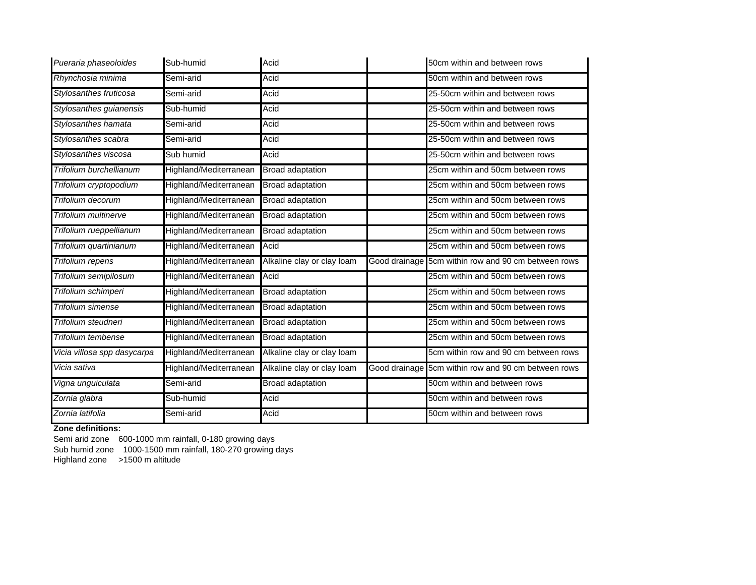| | | | | |
|---|---|---|---|---|
| *Pueraria phaseoloides* | Sub-humid | Acid | | 50cm within and between rows |
| *Rhynchosia minima* | Semi-arid | Acid | | 50cm within and between rows |
| *Stylosanthes fruticosa* | Semi-arid | Acid | | 25-50cm within and between rows |
| *Stylosanthes guianensis* | Sub-humid | Acid | | 25-50cm within and between rows |
| *Stylosanthes hamata* | Semi-arid | Acid | | 25-50cm within and between rows |
| *Stylosanthes scabra* | Semi-arid | Acid | | 25-50cm within and between rows |
| *Stylosanthes viscosa* | Sub humid | Acid | | 25-50cm within and between rows |
| *Trifolium burchellianum* | Highland/Mediterranean | Broad adaptation | | 25cm within and 50cm between rows |
| *Trifolium cryptopodium* | Highland/Mediterranean | Broad adaptation | | 25cm within and 50cm between rows |
| *Trifolium decorum* | Highland/Mediterranean | Broad adaptation | | 25cm within and 50cm between rows |
| *Trifolium multinerve* | Highland/Mediterranean | Broad adaptation | | 25cm within and 50cm between rows |
| *Trifolium rueppellianum* | Highland/Mediterranean | Broad adaptation | | 25cm within and 50cm between rows |
| *Trifolium quartinianum* | Highland/Mediterranean | Acid | | 25cm within and 50cm between rows |
| *Trifolium repens* | Highland/Mediterranean | Alkaline clay or clay loam | Good drainage | 5cm within row and 90 cm between rows |
| *Trifolium semipilosum* | Highland/Mediterranean | Acid | | 25cm within and 50cm between rows |
| *Trifolium schimperi* | Highland/Mediterranean | Broad adaptation | | 25cm within and 50cm between rows |
| *Trifolium simense* | Highland/Mediterranean | Broad adaptation | | 25cm within and 50cm between rows |
| *Trifolium steudneri* | Highland/Mediterranean | Broad adaptation | | 25cm within and 50cm between rows |
| *Trifolium tembense* | Highland/Mediterranean | Broad adaptation | | 25cm within and 50cm between rows |
| *Vicia villosa spp dasycarpa* | Highland/Mediterranean | Alkaline clay or clay loam | | 5cm within row and 90 cm between rows |
| *Vicia sativa* | Highland/Mediterranean | Alkaline clay or clay loam | Good drainage | 5cm within row and 90 cm between rows |
| *Vigna unguiculata* | Semi-arid | Broad adaptation | | 50cm within and between rows |
| *Zornia glabra* | Sub-humid | Acid | | 50cm within and between rows |
| *Zornia latifolia* | Semi-arid | Acid | | 50cm within and between rows |

**Zone definitions:**

Semi arid zone 600-1000 mm rainfall, 0-180 growing days

Sub humid zone 1000-1500 mm rainfall, 180-270 growing days

Highland zone >1500 m altitude